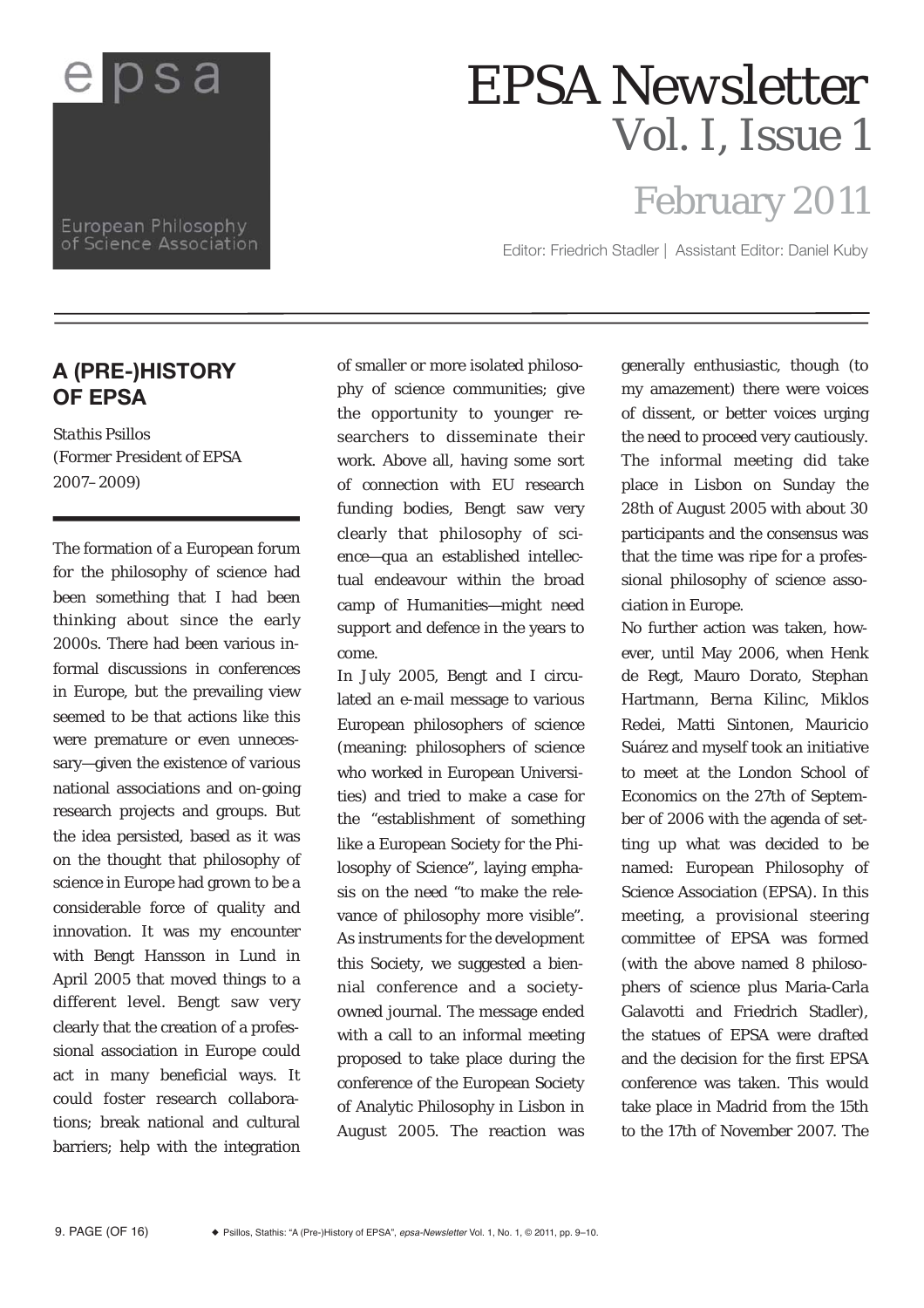# EPSA Newsletter

## Vol. I, Issue 1

## February 2011

Editor: Friedrich Stadler | Assistant Editor: Daniel Kuby

## A (PRE-)HISTORY OF EPSA

*Stathis Psillos*
*(Former President of EPSA 2007–2009)*

The formation of a European forum for the philosophy of science had been something that I had been thinking about since the early 2000s. There had been various informal discussions in conferences in Europe, but the prevailing view seemed to be that actions like this were premature or even unnecessary—given the existence of various national associations and on-going research projects and groups. But the idea persisted, based as it was on the thought that philosophy of science in Europe had grown to be a considerable force of quality and innovation. It was my encounter with Bengt Hansson in Lund in April 2005 that moved things to a different level. Bengt saw very clearly that the creation of a professional association in Europe could act in many beneficial ways. It could foster research collaborations; break national and cultural barriers; help with the integration of smaller or more isolated philosophy of science communities; give the opportunity to younger researchers to disseminate their work. Above all, having some sort of connection with EU research funding bodies, Bengt saw very clearly that philosophy of science—qua an established intellectual endeavour within the broad camp of Humanities—might need support and defence in the years to come.

In July 2005, Bengt and I circulated an e-mail message to various European philosophers of science (meaning: philosophers of science who worked in European Universities) and tried to make a case for the "establishment of something like a European Society for the Philosophy of Science", laying emphasis on the need "to make the relevance of philosophy more visible". As instruments for the development this Society, we suggested a biennial conference and a society-owned journal. The message ended with a call to an informal meeting proposed to take place during the conference of the European Society of Analytic Philosophy in Lisbon in August 2005. The reaction was generally enthusiastic, though (to my amazement) there were voices of dissent, or better voices urging the need to proceed very cautiously. The informal meeting did take place in Lisbon on Sunday the 28th of August 2005 with about 30 participants and the consensus was that the time was ripe for a professional philosophy of science association in Europe.

No further action was taken, however, until May 2006, when Henk de Regt, Mauro Dorato, Stephan Hartmann, Berna Kilinc, Miklos Redei, Matti Sintonen, Mauricio Suárez and myself took an initiative to meet at the London School of Economics on the 27th of September of 2006 with the agenda of setting up what was decided to be named: European Philosophy of Science Association (EPSA). In this meeting, a provisional steering committee of EPSA was formed (with the above named 8 philosophers of science plus Maria-Carla Galavotti and Friedrich Stadler), the statues of EPSA were drafted and the decision for the first EPSA conference was taken. This would take place in Madrid from the 15th to the 17th of November 2007. The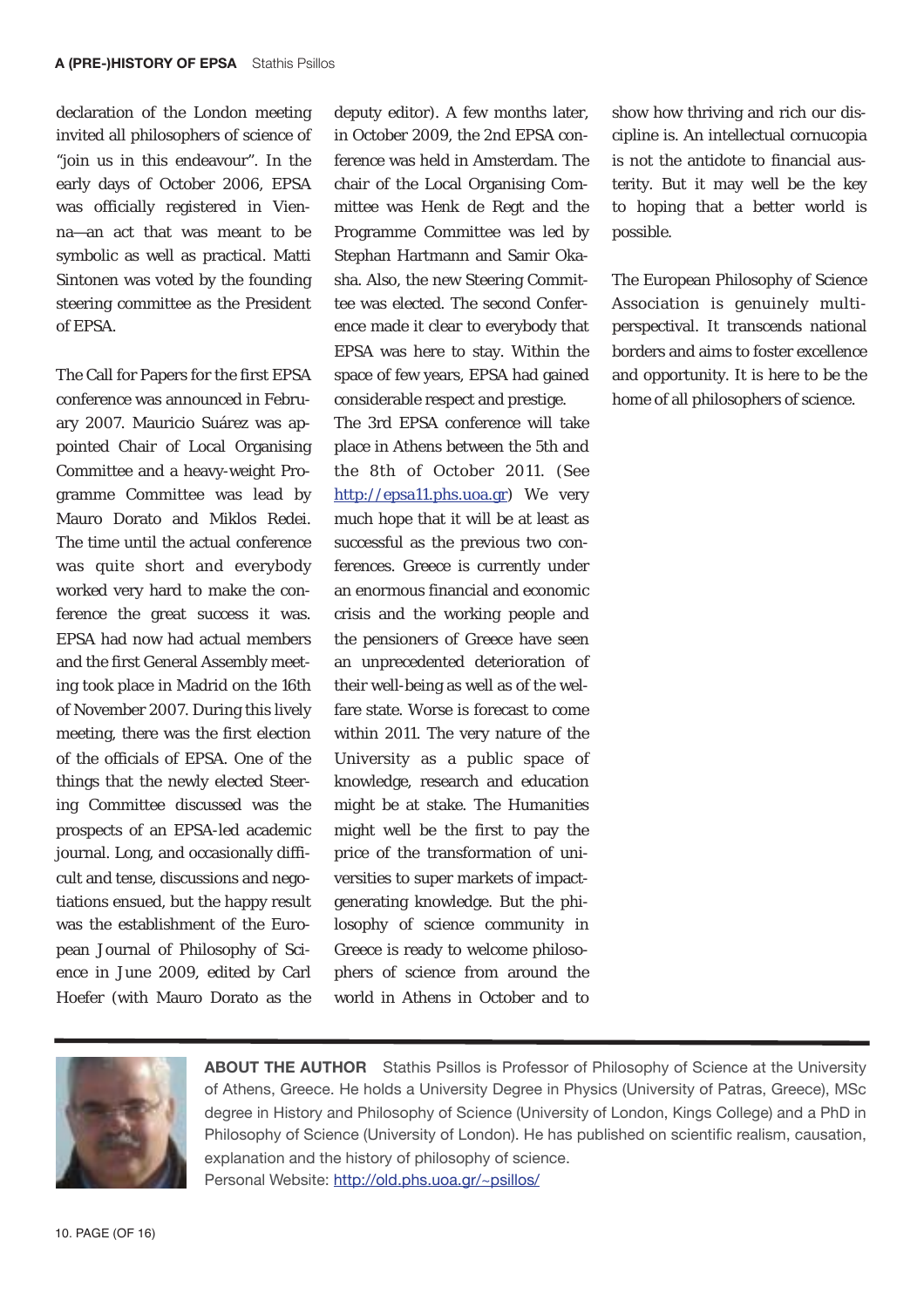declaration of the London meeting invited all philosophers of science of "join us in this endeavour". In the early days of October 2006, EPSA was officially registered in Vienna—an act that was meant to be symbolic as well as practical. Matti Sintonen was voted by the founding steering committee as the President of EPSA.

The Call for Papers for the first EPSA conference was announced in February 2007. Mauricio Suárez was appointed Chair of Local Organising Committee and a heavy-weight Programme Committee was lead by Mauro Dorato and Miklos Redei. The time until the actual conference was quite short and everybody worked very hard to make the conference the great success it was. EPSA had now had actual members and the first General Assembly meeting took place in Madrid on the 16th of November 2007. During this lively meeting, there was the first election of the officials of EPSA. One of the things that the newly elected Steering Committee discussed was the prospects of an EPSA-led academic journal. Long, and occasionally difficult and tense, discussions and negotiations ensued, but the happy result was the establishment of the European Journal of Philosophy of Science in June 2009, edited by Carl Hoefer (with Mauro Dorato as the deputy editor). A few months later, in October 2009, the 2nd EPSA conference was held in Amsterdam. The chair of the Local Organising Committee was Henk de Regt and the Programme Committee was led by Stephan Hartmann and Samir Okasha. Also, the new Steering Committee was elected. The second Conference made it clear to everybody that EPSA was here to stay. Within the space of few years, EPSA had gained considerable respect and prestige.

The 3rd EPSA conference will take place in Athens between the 5th and the 8th of October 2011. (See http://epsa11.phs.uoa.gr) We very much hope that it will be at least as successful as the previous two conferences. Greece is currently under an enormous financial and economic crisis and the working people and the pensioners of Greece have seen an unprecedented deterioration of their well-being as well as of the welfare state. Worse is forecast to come within 2011. The very nature of the University as a public space of knowledge, research and education might be at stake. The Humanities might well be the first to pay the price of the transformation of universities to super markets of impact-generating knowledge. But the philosophy of science community in Greece is ready to welcome philosophers of science from around the world in Athens in October and to show how thriving and rich our discipline is. An intellectual cornucopia is not the antidote to financial austerity. But it may well be the key to hoping that a better world is possible.

The European Philosophy of Science Association is genuinely multi-perspectival. It transcends national borders and aims to foster excellence and opportunity. It is here to be the home of all philosophers of science.

**ABOUT THE AUTHOR** Stathis Psillos is Professor of Philosophy of Science at the University of Athens, Greece. He holds a University Degree in Physics (University of Patras, Greece), MSc degree in History and Philosophy of Science (University of London, Kings College) and a PhD in Philosophy of Science (University of London). He has published on scientific realism, causation, explanation and the history of philosophy of science.
Personal Website: http://old.phs.uoa.gr/~psillos/